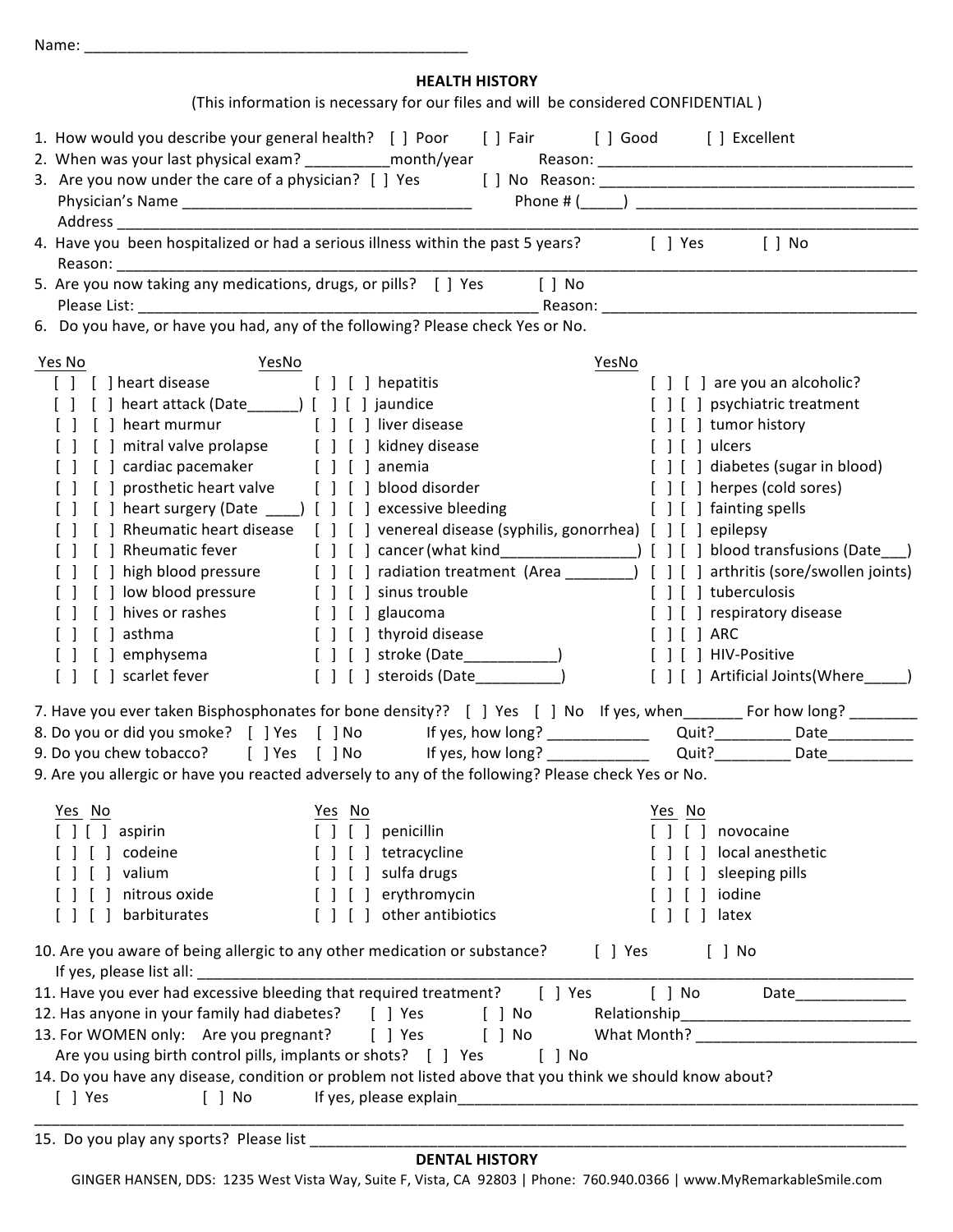Name: _______________________________________________

## HEALTH HISTORY

(This information is necessary for our files and will be considered CONFIDENTIAL )

1. How would you describe your general health? [ ] Poor [ ] Fair [ ] Good [ ] Excellent
2. When was your last physical exam? __________month/year Reason: ______________________________________
3. Are you now under the care of a physician? [ ] Yes [ ] No Reason: ______________________________________
   Physician's Name ___________________________________ Phone # (_____) ____________________________________
   Address ______________________________________________________________________________________________
4. Have you been hospitalized or had a serious illness within the past 5 years? [ ] Yes [ ] No
   Reason: ______________________________________________________________________________________________
5. Are you now taking any medications, drugs, or pills? [ ] Yes [ ] No
   Please List: _________________________________________________ Reason: ______________________________________
6. Do you have, or have you had, any of the following? Please check Yes or No.

| Yes | No | | Yes | No | | Yes | No | |
|---|---|---|---|---|---|---|---|---|
| [ ] | [ ] | heart disease | [ ] | [ ] | hepatitis | [ ] | [ ] | are you an alcoholic? |
| [ ] | [ ] | heart attack (Date______) | [ ] | [ ] | jaundice | [ ] | [ ] | psychiatric treatment |
| [ ] | [ ] | heart murmur | [ ] | [ ] | liver disease | [ ] | [ ] | tumor history |
| [ ] | [ ] | mitral valve prolapse | [ ] | [ ] | kidney disease | [ ] | [ ] | ulcers |
| [ ] | [ ] | cardiac pacemaker | [ ] | [ ] | anemia | [ ] | [ ] | diabetes (sugar in blood) |
| [ ] | [ ] | prosthetic heart valve | [ ] | [ ] | blood disorder | [ ] | [ ] | herpes (cold sores) |
| [ ] | [ ] | heart surgery (Date ____) | [ ] | [ ] | excessive bleeding | [ ] | [ ] | fainting spells |
| [ ] | [ ] | Rheumatic heart disease | [ ] | [ ] | venereal disease (syphilis, gonorrhea) | [ ] | [ ] | epilepsy |
| [ ] | [ ] | Rheumatic fever | [ ] | [ ] | cancer (what kind________________) | [ ] | [ ] | blood transfusions (Date___) |
| [ ] | [ ] | high blood pressure | [ ] | [ ] | radiation treatment (Area ________) | [ ] | [ ] | arthritis (sore/swollen joints) |
| [ ] | [ ] | low blood pressure | [ ] | [ ] | sinus trouble | [ ] | [ ] | tuberculosis |
| [ ] | [ ] | hives or rashes | [ ] | [ ] | glaucoma | [ ] | [ ] | respiratory disease |
| [ ] | [ ] | asthma | [ ] | [ ] | thyroid disease | [ ] | [ ] | ARC |
| [ ] | [ ] | emphysema | [ ] | [ ] | stroke (Date___________) | [ ] | [ ] | HIV-Positive |
| [ ] | [ ] | scarlet fever | [ ] | [ ] | steroids (Date__________) | [ ] | [ ] | Artificial Joints(Where_____) |

7. Have you ever taken Bisphosphonates for bone density?? [ ] Yes [ ] No If yes, when_______ For how long? ________
8. Do you or did you smoke? [ ] Yes [ ] No If yes, how long? ____________ Quit?_________ Date__________
9. Do you chew tobacco? [ ] Yes [ ] No If yes, how long? ____________ Quit?_________ Date__________
9. Are you allergic or have you reacted adversely to any of the following? Please check Yes or No.

| Yes | No | | Yes | No | | Yes | No | |
|---|---|---|---|---|---|---|---|---|
| [ ] | [ ] | aspirin | [ ] | [ ] | penicillin | [ ] | [ ] | novocaine |
| [ ] | [ ] | codeine | [ ] | [ ] | tetracycline | [ ] | [ ] | local anesthetic |
| [ ] | [ ] | valium | [ ] | [ ] | sulfa drugs | [ ] | [ ] | sleeping pills |
| [ ] | [ ] | nitrous oxide | [ ] | [ ] | erythromycin | [ ] | [ ] | iodine |
| [ ] | [ ] | barbiturates | [ ] | [ ] | other antibiotics | [ ] | [ ] | latex |

10. Are you aware of being allergic to any other medication or substance? [ ] Yes [ ] No
    If yes, please list all: ______________________________________________________________________________
11. Have you ever had excessive bleeding that required treatment? [ ] Yes [ ] No Date_____________
12. Has anyone in your family had diabetes? [ ] Yes [ ] No Relationship___________________________
13. For WOMEN only: Are you pregnant? [ ] Yes [ ] No What Month? ___________________________
    Are you using birth control pills, implants or shots? [ ] Yes [ ] No
14. Do you have any disease, condition or problem not listed above that you think we should know about?
    [ ] Yes [ ] No If yes, please explain_____________________________________________________________
_____________________________________________________________________________________________________
15. Do you play any sports? Please list ______________________________________________________________

## DENTAL HISTORY

GINGER HANSEN, DDS: 1235 West Vista Way, Suite F, Vista, CA 92803 | Phone: 760.940.0366 | www.MyRemarkableSmile.com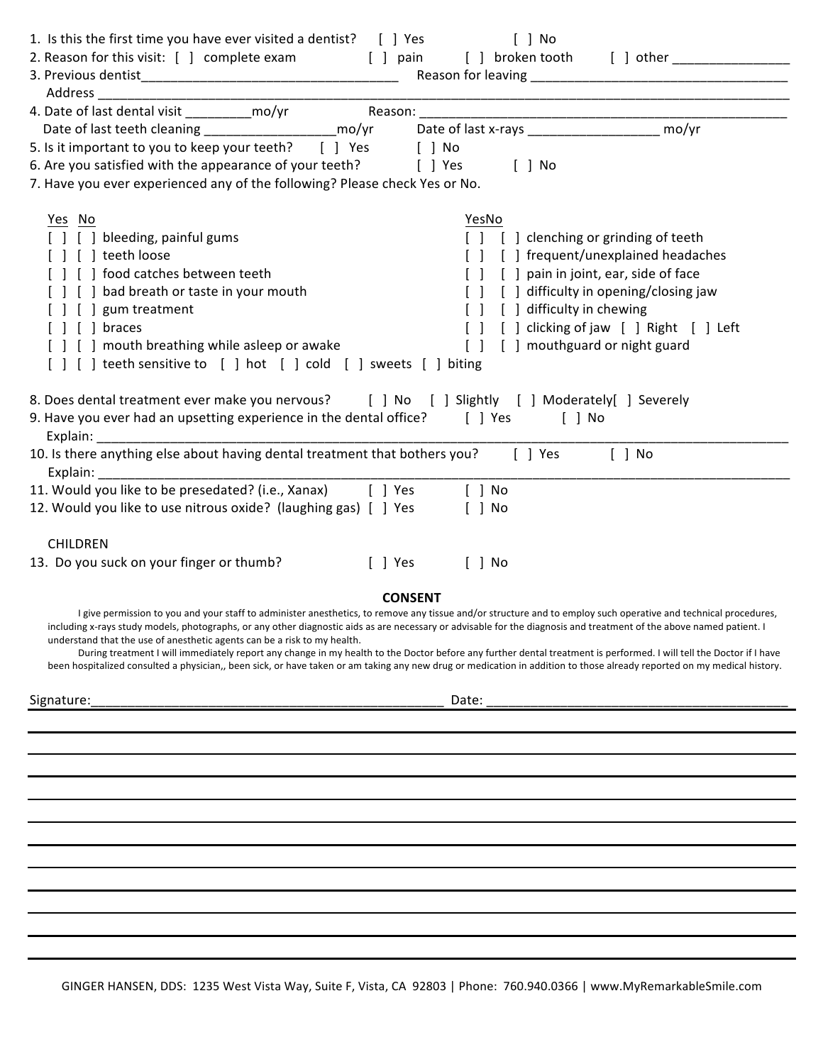1. Is this the first time you have ever visited a dentist? [ ] Yes [ ] No

2. Reason for this visit: [ ] complete exam [ ] pain [ ] broken tooth [ ] other ________________

3. Previous dentist___________________________________ Reason for leaving ___________________________________

   Address ___________________________________________________________________________________________

4. Date of last dental visit _________mo/yr Reason: ___________________________________________________

   Date of last teeth cleaning _________________mo/yr Date of last x-rays _________________ mo/yr

5. Is it important to you to keep your teeth? [ ] Yes [ ] No

6. Are you satisfied with the appearance of your teeth? [ ] Yes [ ] No

7. Have you ever experienced any of the following? Please check Yes or No.

| Yes | No | | Yes | No | |
|---|---|---|---|---|---|
| [ ] | [ ] | bleeding, painful gums | [ ] | [ ] | clenching or grinding of teeth |
| [ ] | [ ] | teeth loose | [ ] | [ ] | frequent/unexplained headaches |
| [ ] | [ ] | food catches between teeth | [ ] | [ ] | pain in joint, ear, side of face |
| [ ] | [ ] | bad breath or taste in your mouth | [ ] | [ ] | difficulty in opening/closing jaw |
| [ ] | [ ] | gum treatment | [ ] | [ ] | difficulty in chewing |
| [ ] | [ ] | braces | [ ] | [ ] | clicking of jaw [ ] Right [ ] Left |
| [ ] | [ ] | mouth breathing while asleep or awake | [ ] | [ ] | mouthguard or night guard |
| [ ] | [ ] | teeth sensitive to [ ] hot [ ] cold [ ] sweets [ ] biting | | | |

8. Does dental treatment ever make you nervous? [ ] No [ ] Slightly [ ] Moderately [ ] Severely

9. Have you ever had an upsetting experience in the dental office? [ ] Yes [ ] No

   Explain: _________________________________________________________________________________________

10. Is there anything else about having dental treatment that bothers you? [ ] Yes [ ] No

    Explain: ________________________________________________________________________________________

11. Would you like to be presedated? (i.e., Xanax) [ ] Yes [ ] No

12. Would you like to use nitrous oxide? (laughing gas) [ ] Yes [ ] No

CHILDREN

13. Do you suck on your finger or thumb? [ ] Yes [ ] No

## CONSENT

I give permission to you and your staff to administer anesthetics, to remove any tissue and/or structure and to employ such operative and technical procedures, including x-rays study models, photographs, or any other diagnostic aids as are necessary or advisable for the diagnosis and treatment of the above named patient. I understand that the use of anesthetic agents can be a risk to my health.

During treatment I will immediately report any change in my health to the Doctor before any further dental treatment is performed. I will tell the Doctor if I have been hospitalized consulted a physician,, been sick, or have taken or am taking any new drug or medication in addition to those already reported on my medical history.

Signature:_______________________________________________ Date: ________________________________________

GINGER HANSEN, DDS: 1235 West Vista Way, Suite F, Vista, CA 92803 | Phone: 760.940.0366 | www.MyRemarkableSmile.com